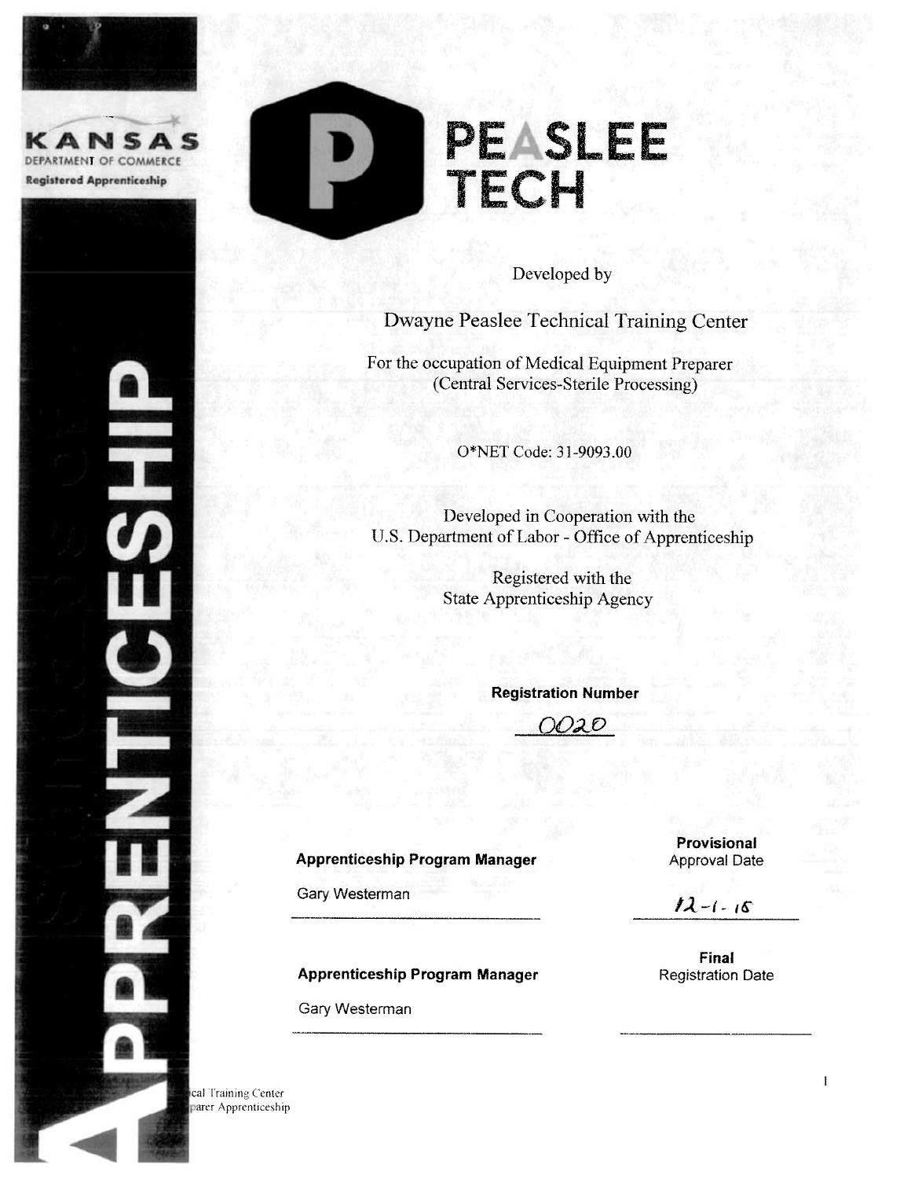KANSAS
DEPARTMENT OF COMMERCE
Registered Apprenticeship

# PEASLEE TECH

Developed by

## Dwayne Peaslee Technical Training Center

For the occupation of Medical Equipment Preparer
(Central Services-Sterile Processing)

O*NET Code: 31-9093.00

Developed in Cooperation with the
U.S. Department of Labor - Office of Apprenticeship

Registered with the
State Apprenticeship Agency

**Registration Number**

0020

**Apprenticeship Program Manager**

Gary Westerman

**Provisional** Approval Date

12-1-15

**Apprenticeship Program Manager**

Gary Westerman

**Final** Registration Date

APPRENTICESHIP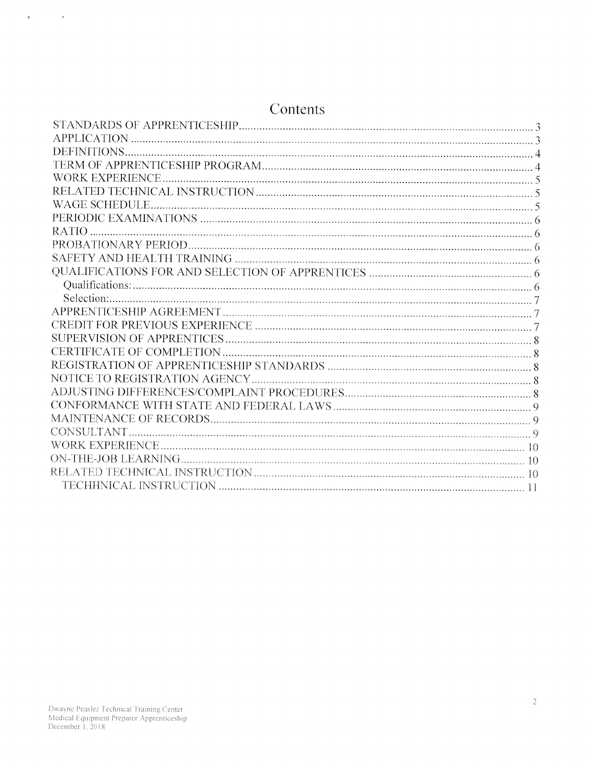# Contents

STANDARDS OF APPRENTICESHIP .................................................. 3
APPLICATION .................................................. 3
DEFINITIONS .................................................. 4
TERM OF APPRENTICESHIP PROGRAM .................................................. 4
WORK EXPERIENCE .................................................. 5
RELATED TECHNICAL INSTRUCTION .................................................. 5
WAGE SCHEDULE .................................................. 5
PERIODIC EXAMINATIONS .................................................. 6
RATIO .................................................. 6
PROBATIONARY PERIOD .................................................. 6
SAFETY AND HEALTH TRAINING .................................................. 6
QUALIFICATIONS FOR AND SELECTION OF APPRENTICES .................................................. 6
  Qualifications: .................................................. 6
  Selection: .................................................. 7
APPRENTICESHIP AGREEMENT .................................................. 7
CREDIT FOR PREVIOUS EXPERIENCE .................................................. 7
SUPERVISION OF APPRENTICES .................................................. 8
CERTIFICATE OF COMPLETION .................................................. 8
REGISTRATION OF APPRENTICESHIP STANDARDS .................................................. 8
NOTICE TO REGISTRATION AGENCY .................................................. 8
ADJUSTING DIFFERENCES/COMPLAINT PROCEDURES .................................................. 8
CONFORMANCE WITH STATE AND FEDERAL LAWS .................................................. 9
MAINTENANCE OF RECORDS .................................................. 9
CONSULTANT .................................................. 9
WORK EXPERIENCE .................................................. 10
ON-THE-JOB LEARNING .................................................. 10
RELATED TECHNICAL INSTRUCTION .................................................. 10
  TECHHNICAL INSTRUCTION .................................................. 11

Dwayne Peaslee Technical Training Center
Medical Equipment Preparer Apprenticeship
December 1, 2018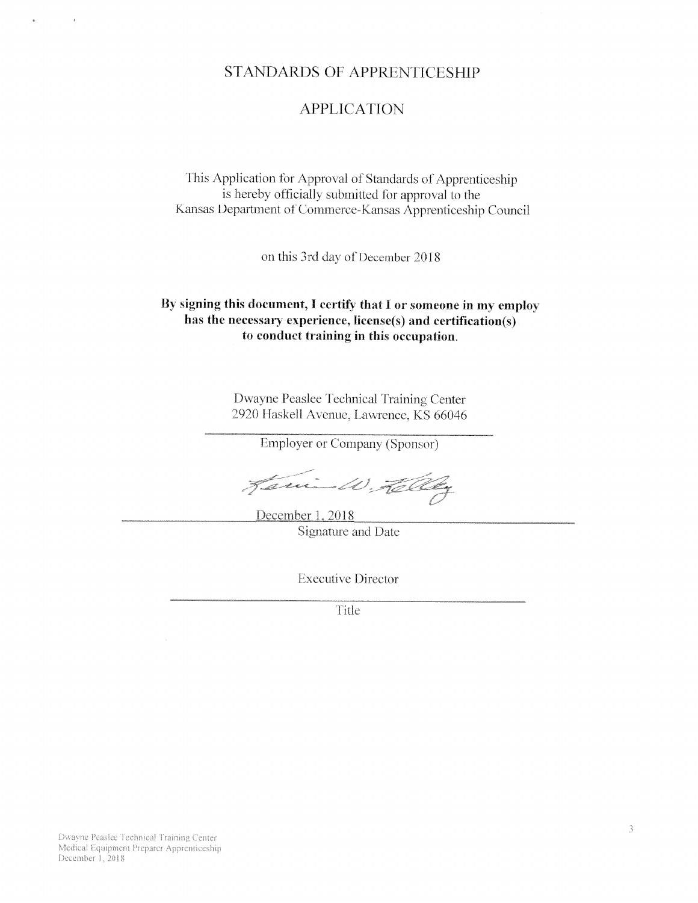# STANDARDS OF APPRENTICESHIP

## APPLICATION

This Application for Approval of Standards of Apprenticeship is hereby officially submitted for approval to the Kansas Department of Commerce-Kansas Apprenticeship Council

on this 3rd day of December 2018

**By signing this document, I certify that I or someone in my employ has the necessary experience, license(s) and certification(s) to conduct training in this occupation.**

Dwayne Peaslee Technical Training Center
2920 Haskell Avenue, Lawrence, KS 66046

Employer or Company (Sponsor)

Kevin W. Kelly

December 1, 2018

Signature and Date

Executive Director

Title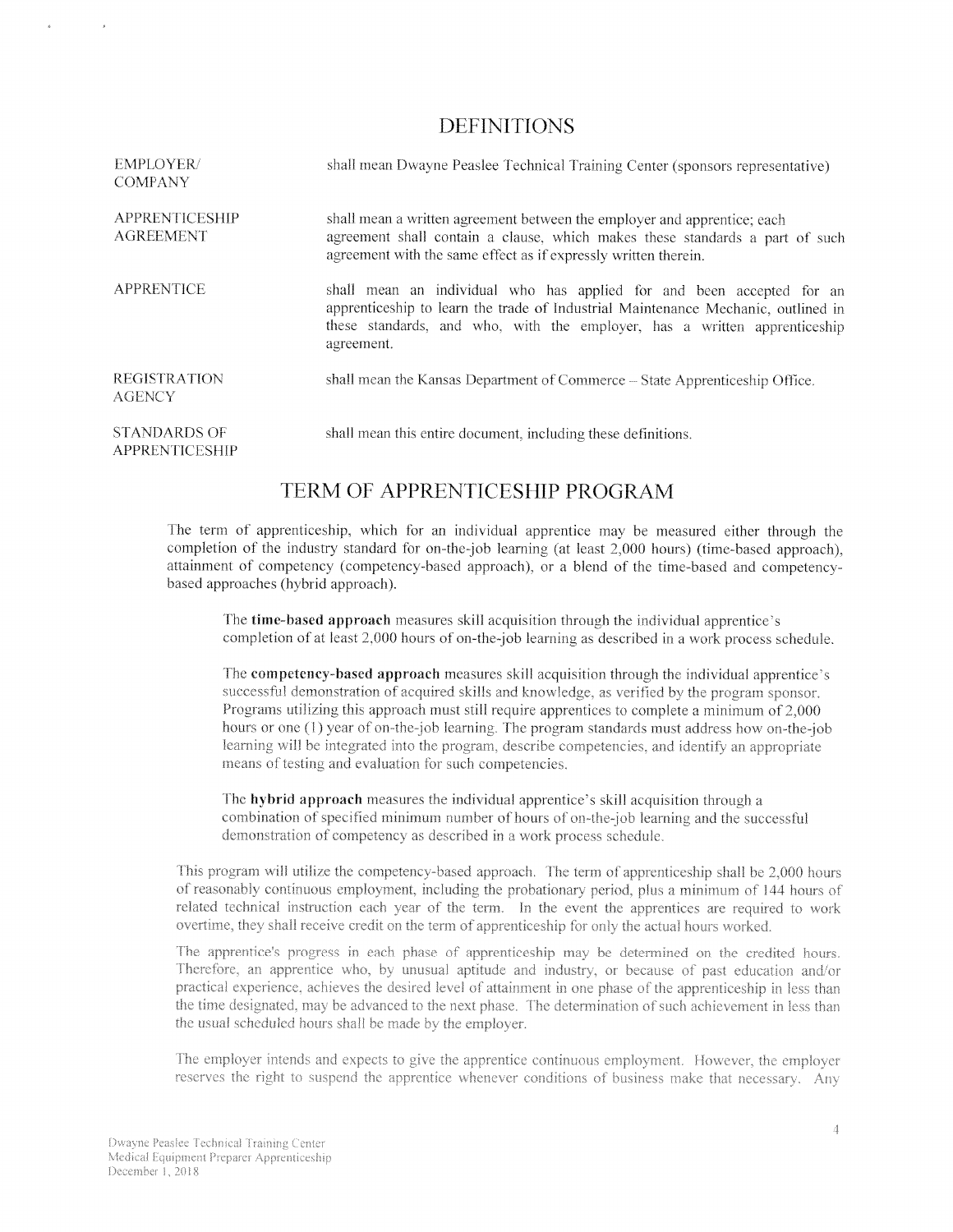## DEFINITIONS

| | |
|---|---|
| EMPLOYER/ COMPANY | shall mean Dwayne Peaslee Technical Training Center (sponsors representative) |
| APPRENTICESHIP AGREEMENT | shall mean a written agreement between the employer and apprentice; each agreement shall contain a clause, which makes these standards a part of such agreement with the same effect as if expressly written therein. |
| APPRENTICE | shall mean an individual who has applied for and been accepted for an apprenticeship to learn the trade of Industrial Maintenance Mechanic, outlined in these standards, and who, with the employer, has a written apprenticeship agreement. |
| REGISTRATION AGENCY | shall mean the Kansas Department of Commerce – State Apprenticeship Office. |
| STANDARDS OF APPRENTICESHIP | shall mean this entire document, including these definitions. |

## TERM OF APPRENTICESHIP PROGRAM

The term of apprenticeship, which for an individual apprentice may be measured either through the completion of the industry standard for on-the-job learning (at least 2,000 hours) (time-based approach), attainment of competency (competency-based approach), or a blend of the time-based and competency-based approaches (hybrid approach).

The **time-based approach** measures skill acquisition through the individual apprentice's completion of at least 2,000 hours of on-the-job learning as described in a work process schedule.

The **competency-based approach** measures skill acquisition through the individual apprentice's successful demonstration of acquired skills and knowledge, as verified by the program sponsor. Programs utilizing this approach must still require apprentices to complete a minimum of 2,000 hours or one (1) year of on-the-job learning. The program standards must address how on-the-job learning will be integrated into the program, describe competencies, and identify an appropriate means of testing and evaluation for such competencies.

The **hybrid approach** measures the individual apprentice's skill acquisition through a combination of specified minimum number of hours of on-the-job learning and the successful demonstration of competency as described in a work process schedule.

This program will utilize the competency-based approach. The term of apprenticeship shall be 2,000 hours of reasonably continuous employment, including the probationary period, plus a minimum of 144 hours of related technical instruction each year of the term. In the event the apprentices are required to work overtime, they shall receive credit on the term of apprenticeship for only the actual hours worked.

The apprentice's progress in each phase of apprenticeship may be determined on the credited hours. Therefore, an apprentice who, by unusual aptitude and industry, or because of past education and/or practical experience, achieves the desired level of attainment in one phase of the apprenticeship in less than the time designated, may be advanced to the next phase. The determination of such achievement in less than the usual scheduled hours shall be made by the employer.

The employer intends and expects to give the apprentice continuous employment. However, the employer reserves the right to suspend the apprentice whenever conditions of business make that necessary. Any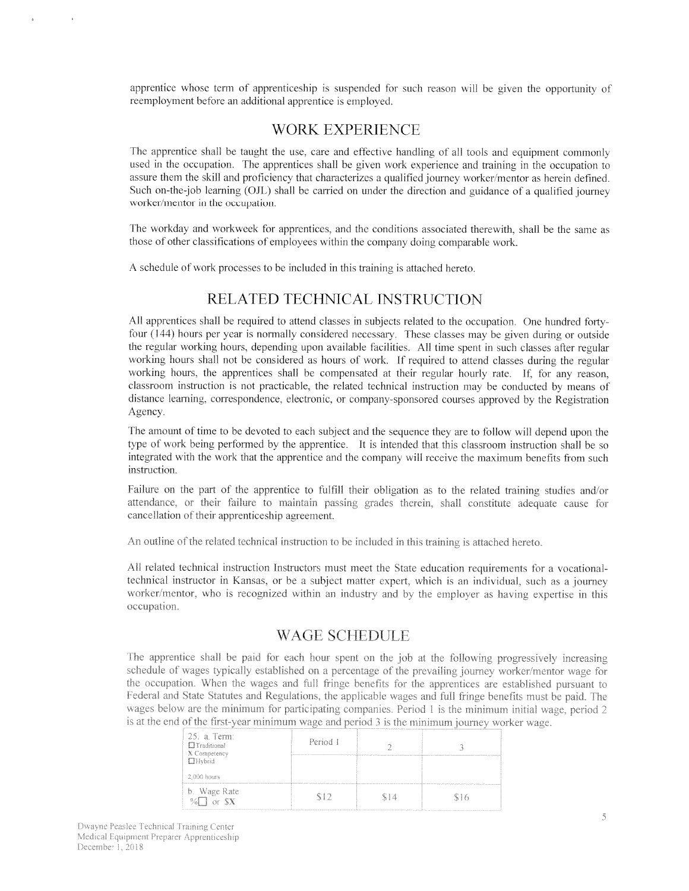apprentice whose term of apprenticeship is suspended for such reason will be given the opportunity of reemployment before an additional apprentice is employed.

## WORK EXPERIENCE

The apprentice shall be taught the use, care and effective handling of all tools and equipment commonly used in the occupation. The apprentices shall be given work experience and training in the occupation to assure them the skill and proficiency that characterizes a qualified journey worker/mentor as herein defined. Such on-the-job learning (OJL) shall be carried on under the direction and guidance of a qualified journey worker/mentor in the occupation.

The workday and workweek for apprentices, and the conditions associated therewith, shall be the same as those of other classifications of employees within the company doing comparable work.

A schedule of work processes to be included in this training is attached hereto.

## RELATED TECHNICAL INSTRUCTION

All apprentices shall be required to attend classes in subjects related to the occupation. One hundred forty-four (144) hours per year is normally considered necessary. These classes may be given during or outside the regular working hours, depending upon available facilities. All time spent in such classes after regular working hours shall not be considered as hours of work. If required to attend classes during the regular working hours, the apprentices shall be compensated at their regular hourly rate. If, for any reason, classroom instruction is not practicable, the related technical instruction may be conducted by means of distance learning, correspondence, electronic, or company-sponsored courses approved by the Registration Agency.

The amount of time to be devoted to each subject and the sequence they are to follow will depend upon the type of work being performed by the apprentice. It is intended that this classroom instruction shall be so integrated with the work that the apprentice and the company will receive the maximum benefits from such instruction.

Failure on the part of the apprentice to fulfill their obligation as to the related training studies and/or attendance, or their failure to maintain passing grades therein, shall constitute adequate cause for cancellation of their apprenticeship agreement.

An outline of the related technical instruction to be included in this training is attached hereto.

All related technical instruction Instructors must meet the State education requirements for a vocational-technical instructor in Kansas, or be a subject matter expert, which is an individual, such as a journey worker/mentor, who is recognized within an industry and by the employer as having expertise in this occupation.

## WAGE SCHEDULE

The apprentice shall be paid for each hour spent on the job at the following progressively increasing schedule of wages typically established on a percentage of the prevailing journey worker/mentor wage for the occupation. When the wages and full fringe benefits for the apprentices are established pursuant to Federal and State Statutes and Regulations, the applicable wages and full fringe benefits must be paid. The wages below are the minimum for participating companies. Period 1 is the minimum initial wage, period 2 is at the end of the first-year minimum wage and period 3 is the minimum journey worker wage.

| 25. a. Term: ☐ Traditional X Competency ☐ Hybrid 2,000 hours | Period 1 | 2 | 3 |
|---|---|---|---|
| b. Wage Rate %☐ or $X | $12 | $14 | $16 |

Dwayne Peaslee Technical Training Center
Medical Equipment Preparer Apprenticeship
December 1, 2018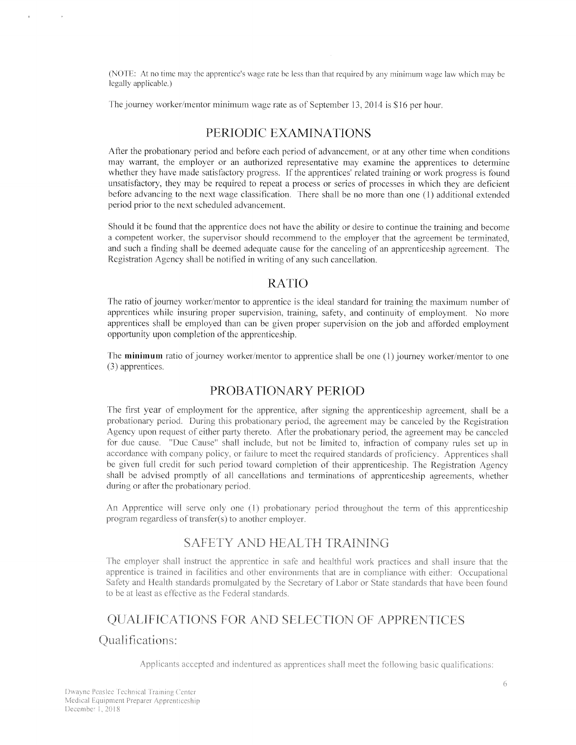(NOTE: At no time may the apprentice's wage rate be less than that required by any minimum wage law which may be legally applicable.)

The journey worker/mentor minimum wage rate as of September 13, 2014 is $16 per hour.

## PERIODIC EXAMINATIONS

After the probationary period and before each period of advancement, or at any other time when conditions may warrant, the employer or an authorized representative may examine the apprentices to determine whether they have made satisfactory progress. If the apprentices' related training or work progress is found unsatisfactory, they may be required to repeat a process or series of processes in which they are deficient before advancing to the next wage classification. There shall be no more than one (1) additional extended period prior to the next scheduled advancement.

Should it be found that the apprentice does not have the ability or desire to continue the training and become a competent worker, the supervisor should recommend to the employer that the agreement be terminated, and such a finding shall be deemed adequate cause for the canceling of an apprenticeship agreement. The Registration Agency shall be notified in writing of any such cancellation.

## RATIO

The ratio of journey worker/mentor to apprentice is the ideal standard for training the maximum number of apprentices while insuring proper supervision, training, safety, and continuity of employment. No more apprentices shall be employed than can be given proper supervision on the job and afforded employment opportunity upon completion of the apprenticeship.

The **minimum** ratio of journey worker/mentor to apprentice shall be one (1) journey worker/mentor to one (3) apprentices.

## PROBATIONARY PERIOD

The first year of employment for the apprentice, after signing the apprenticeship agreement, shall be a probationary period. During this probationary period, the agreement may be canceled by the Registration Agency upon request of either party thereto. After the probationary period, the agreement may be canceled for due cause. "Due Cause" shall include, but not be limited to, infraction of company rules set up in accordance with company policy, or failure to meet the required standards of proficiency. Apprentices shall be given full credit for such period toward completion of their apprenticeship. The Registration Agency shall be advised promptly of all cancellations and terminations of apprenticeship agreements, whether during or after the probationary period.

An Apprentice will serve only one (1) probationary period throughout the term of this apprenticeship program regardless of transfer(s) to another employer.

## SAFETY AND HEALTH TRAINING

The employer shall instruct the apprentice in safe and healthful work practices and shall insure that the apprentice is trained in facilities and other environments that are in compliance with either: Occupational Safety and Health standards promulgated by the Secretary of Labor or State standards that have been found to be at least as effective as the Federal standards.

## QUALIFICATIONS FOR AND SELECTION OF APPRENTICES

### Qualifications:

Applicants accepted and indentured as apprentices shall meet the following basic qualifications: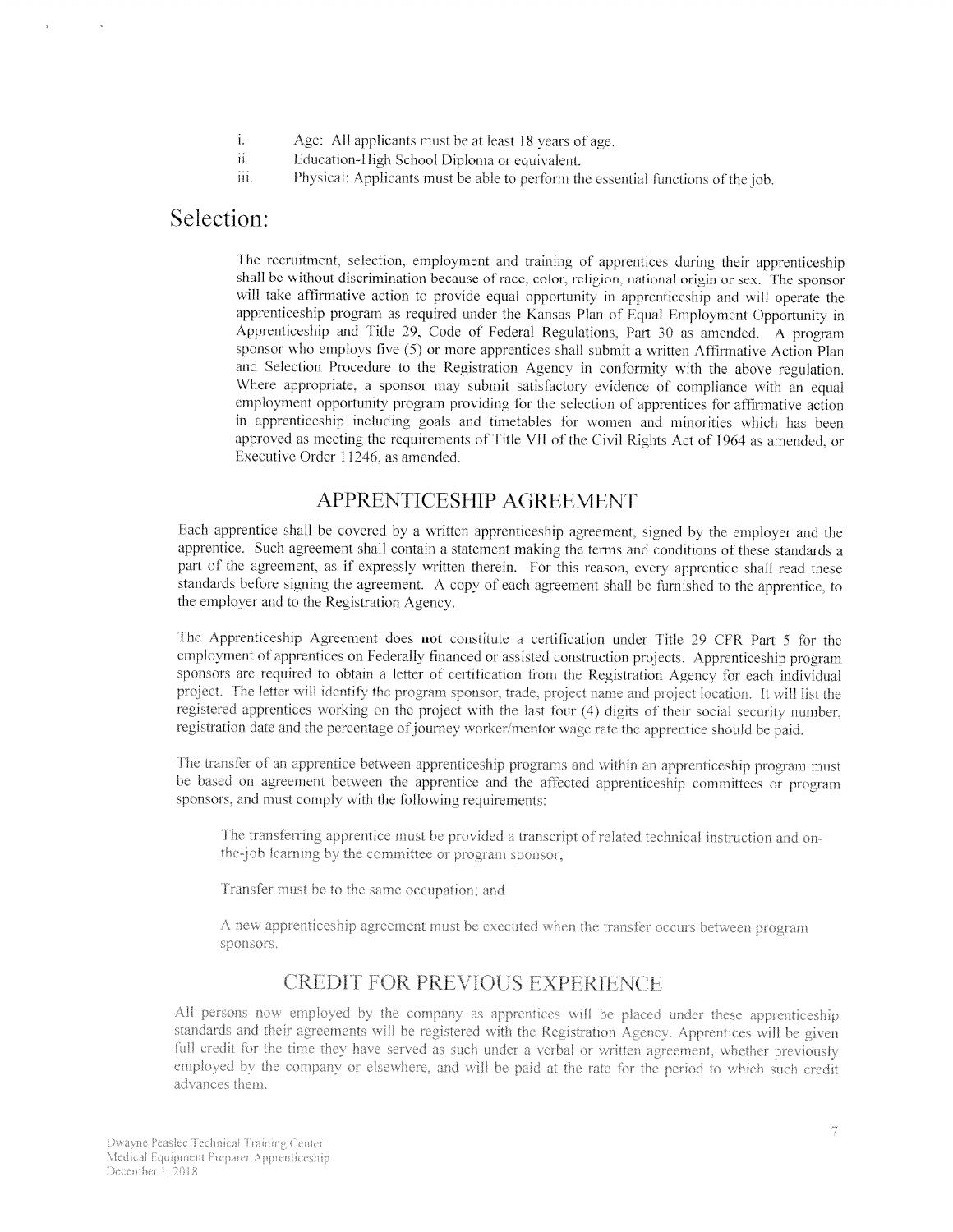i. Age: All applicants must be at least 18 years of age.
ii. Education-High School Diploma or equivalent.
iii. Physical: Applicants must be able to perform the essential functions of the job.

## Selection:

The recruitment, selection, employment and training of apprentices during their apprenticeship shall be without discrimination because of race, color, religion, national origin or sex. The sponsor will take affirmative action to provide equal opportunity in apprenticeship and will operate the apprenticeship program as required under the Kansas Plan of Equal Employment Opportunity in Apprenticeship and Title 29, Code of Federal Regulations, Part 30 as amended. A program sponsor who employs five (5) or more apprentices shall submit a written Affirmative Action Plan and Selection Procedure to the Registration Agency in conformity with the above regulation. Where appropriate, a sponsor may submit satisfactory evidence of compliance with an equal employment opportunity program providing for the selection of apprentices for affirmative action in apprenticeship including goals and timetables for women and minorities which has been approved as meeting the requirements of Title VII of the Civil Rights Act of 1964 as amended, or Executive Order 11246, as amended.

## APPRENTICESHIP AGREEMENT

Each apprentice shall be covered by a written apprenticeship agreement, signed by the employer and the apprentice. Such agreement shall contain a statement making the terms and conditions of these standards a part of the agreement, as if expressly written therein. For this reason, every apprentice shall read these standards before signing the agreement. A copy of each agreement shall be furnished to the apprentice, to the employer and to the Registration Agency.

The Apprenticeship Agreement does **not** constitute a certification under Title 29 CFR Part 5 for the employment of apprentices on Federally financed or assisted construction projects. Apprenticeship program sponsors are required to obtain a letter of certification from the Registration Agency for each individual project. The letter will identify the program sponsor, trade, project name and project location. It will list the registered apprentices working on the project with the last four (4) digits of their social security number, registration date and the percentage of journey worker/mentor wage rate the apprentice should be paid.

The transfer of an apprentice between apprenticeship programs and within an apprenticeship program must be based on agreement between the apprentice and the affected apprenticeship committees or program sponsors, and must comply with the following requirements:

The transferring apprentice must be provided a transcript of related technical instruction and on-the-job learning by the committee or program sponsor;

Transfer must be to the same occupation; and

A new apprenticeship agreement must be executed when the transfer occurs between program sponsors.

## CREDIT FOR PREVIOUS EXPERIENCE

All persons now employed by the company as apprentices will be placed under these apprenticeship standards and their agreements will be registered with the Registration Agency. Apprentices will be given full credit for the time they have served as such under a verbal or written agreement, whether previously employed by the company or elsewhere, and will be paid at the rate for the period to which such credit advances them.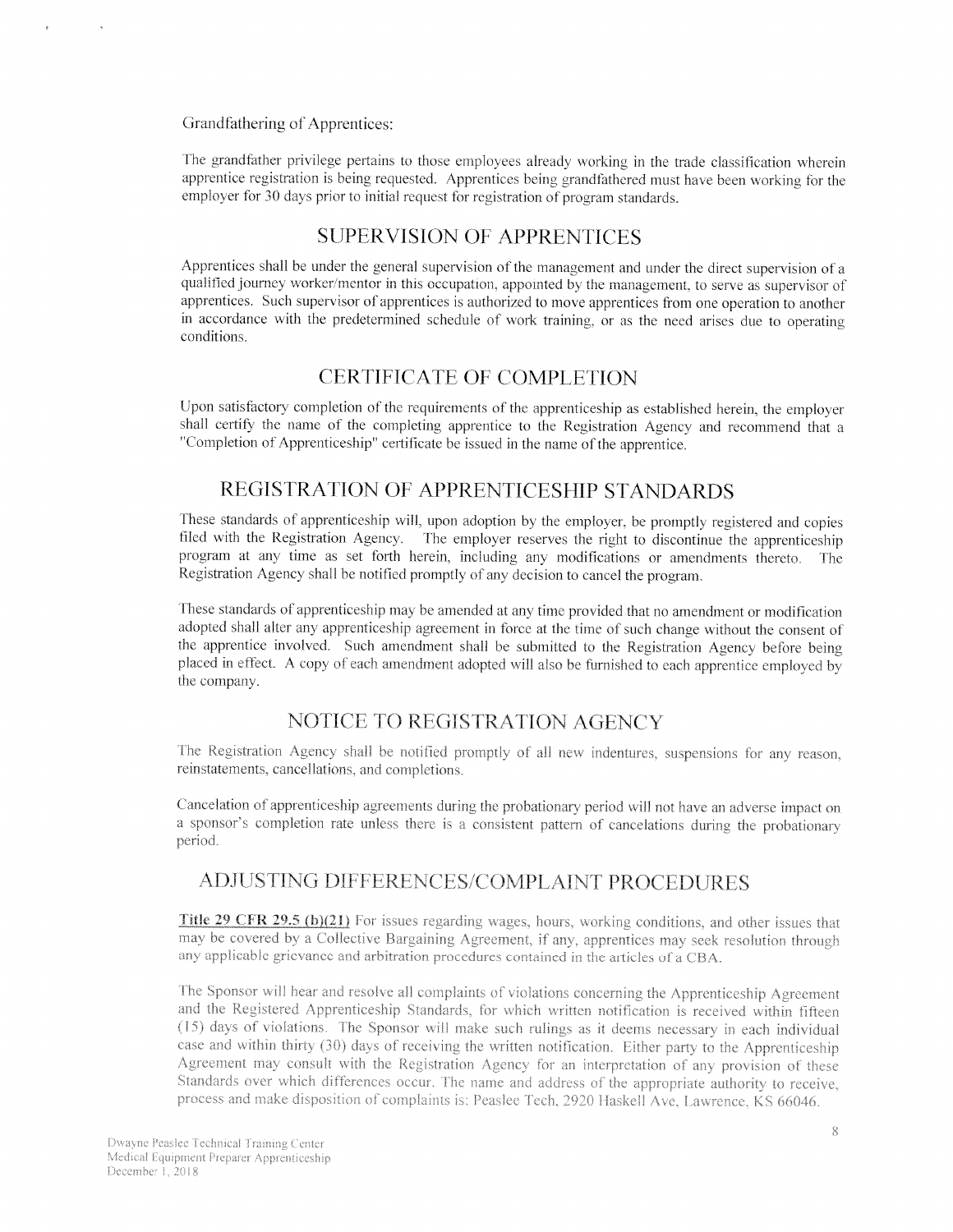Grandfathering of Apprentices:

The grandfather privilege pertains to those employees already working in the trade classification wherein apprentice registration is being requested. Apprentices being grandfathered must have been working for the employer for 30 days prior to initial request for registration of program standards.

## SUPERVISION OF APPRENTICES

Apprentices shall be under the general supervision of the management and under the direct supervision of a qualified journey worker/mentor in this occupation, appointed by the management, to serve as supervisor of apprentices. Such supervisor of apprentices is authorized to move apprentices from one operation to another in accordance with the predetermined schedule of work training, or as the need arises due to operating conditions.

## CERTIFICATE OF COMPLETION

Upon satisfactory completion of the requirements of the apprenticeship as established herein, the employer shall certify the name of the completing apprentice to the Registration Agency and recommend that a "Completion of Apprenticeship" certificate be issued in the name of the apprentice.

## REGISTRATION OF APPRENTICESHIP STANDARDS

These standards of apprenticeship will, upon adoption by the employer, be promptly registered and copies filed with the Registration Agency. The employer reserves the right to discontinue the apprenticeship program at any time as set forth herein, including any modifications or amendments thereto. The Registration Agency shall be notified promptly of any decision to cancel the program.

These standards of apprenticeship may be amended at any time provided that no amendment or modification adopted shall alter any apprenticeship agreement in force at the time of such change without the consent of the apprentice involved. Such amendment shall be submitted to the Registration Agency before being placed in effect. A copy of each amendment adopted will also be furnished to each apprentice employed by the company.

## NOTICE TO REGISTRATION AGENCY

The Registration Agency shall be notified promptly of all new indentures, suspensions for any reason, reinstatements, cancellations, and completions.

Cancelation of apprenticeship agreements during the probationary period will not have an adverse impact on a sponsor's completion rate unless there is a consistent pattern of cancelations during the probationary period.

## ADJUSTING DIFFERENCES/COMPLAINT PROCEDURES

**Title 29 CFR 29.5 (b)(21)** For issues regarding wages, hours, working conditions, and other issues that may be covered by a Collective Bargaining Agreement, if any, apprentices may seek resolution through any applicable grievance and arbitration procedures contained in the articles of a CBA.

The Sponsor will hear and resolve all complaints of violations concerning the Apprenticeship Agreement and the Registered Apprenticeship Standards, for which written notification is received within fifteen (15) days of violations. The Sponsor will make such rulings as it deems necessary in each individual case and within thirty (30) days of receiving the written notification. Either party to the Apprenticeship Agreement may consult with the Registration Agency for an interpretation of any provision of these Standards over which differences occur. The name and address of the appropriate authority to receive, process and make disposition of complaints is: Peaslee Tech, 2920 Haskell Ave, Lawrence, KS 66046.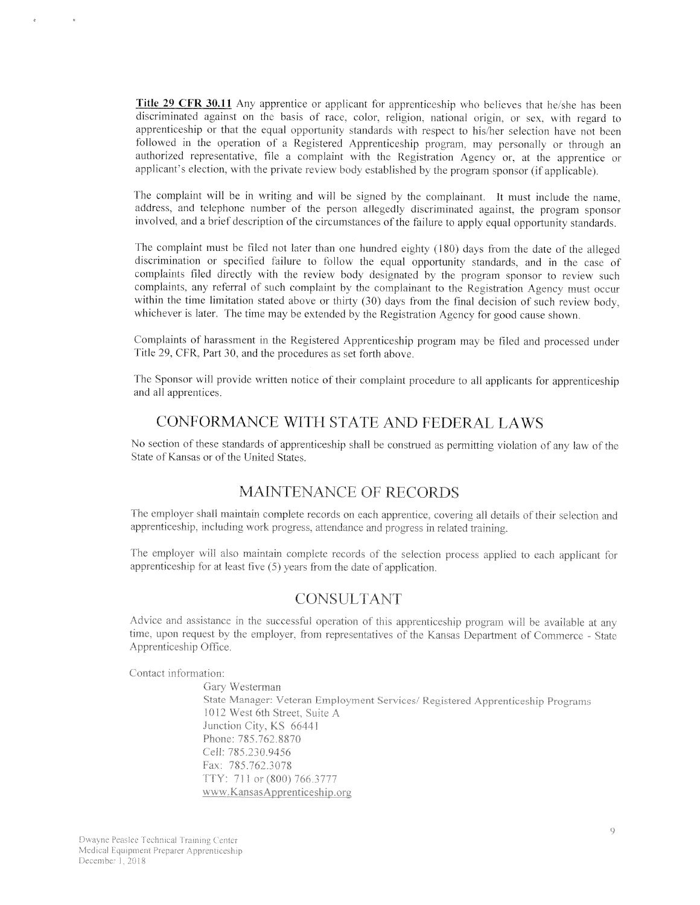**Title 29 CFR 30.11** Any apprentice or applicant for apprenticeship who believes that he/she has been discriminated against on the basis of race, color, religion, national origin, or sex, with regard to apprenticeship or that the equal opportunity standards with respect to his/her selection have not been followed in the operation of a Registered Apprenticeship program, may personally or through an authorized representative, file a complaint with the Registration Agency or, at the apprentice or applicant's election, with the private review body established by the program sponsor (if applicable).

The complaint will be in writing and will be signed by the complainant. It must include the name, address, and telephone number of the person allegedly discriminated against, the program sponsor involved, and a brief description of the circumstances of the failure to apply equal opportunity standards.

The complaint must be filed not later than one hundred eighty (180) days from the date of the alleged discrimination or specified failure to follow the equal opportunity standards, and in the case of complaints filed directly with the review body designated by the program sponsor to review such complaints, any referral of such complaint by the complainant to the Registration Agency must occur within the time limitation stated above or thirty (30) days from the final decision of such review body, whichever is later. The time may be extended by the Registration Agency for good cause shown.

Complaints of harassment in the Registered Apprenticeship program may be filed and processed under Title 29, CFR, Part 30, and the procedures as set forth above.

The Sponsor will provide written notice of their complaint procedure to all applicants for apprenticeship and all apprentices.

## CONFORMANCE WITH STATE AND FEDERAL LAWS

No section of these standards of apprenticeship shall be construed as permitting violation of any law of the State of Kansas or of the United States.

## MAINTENANCE OF RECORDS

The employer shall maintain complete records on each apprentice, covering all details of their selection and apprenticeship, including work progress, attendance and progress in related training.

The employer will also maintain complete records of the selection process applied to each applicant for apprenticeship for at least five (5) years from the date of application.

## CONSULTANT

Advice and assistance in the successful operation of this apprenticeship program will be available at any time, upon request by the employer, from representatives of the Kansas Department of Commerce - State Apprenticeship Office.

Contact information:

Gary Westerman  
State Manager: Veteran Employment Services/ Registered Apprenticeship Programs  
1012 West 6th Street, Suite A  
Junction City, KS 66441  
Phone: 785.762.8870  
Cell: 785.230.9456  
Fax: 785.762.3078  
TTY: 711 or (800) 766.3777  
www.KansasApprenticeship.org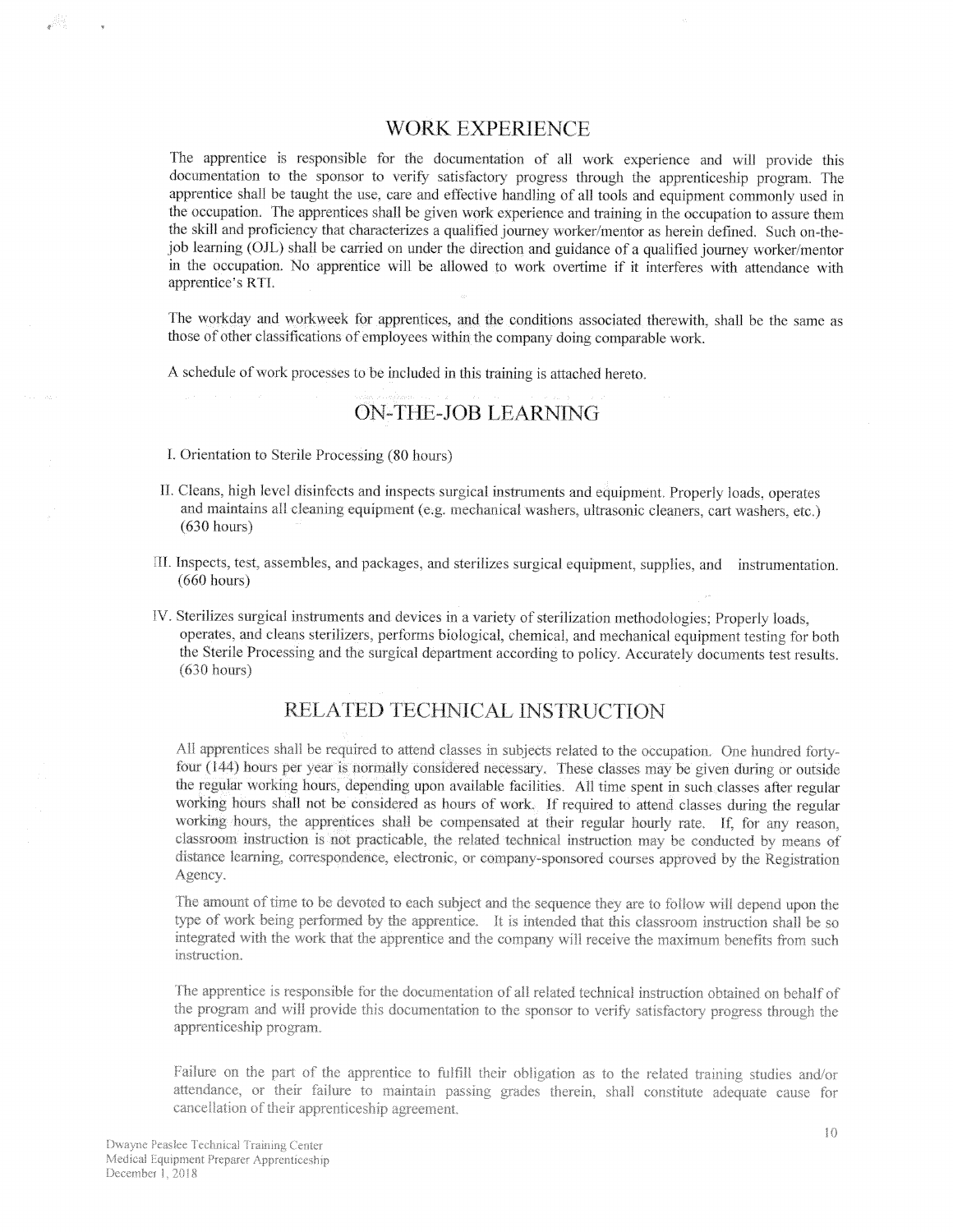## WORK EXPERIENCE

The apprentice is responsible for the documentation of all work experience and will provide this documentation to the sponsor to verify satisfactory progress through the apprenticeship program. The apprentice shall be taught the use, care and effective handling of all tools and equipment commonly used in the occupation. The apprentices shall be given work experience and training in the occupation to assure them the skill and proficiency that characterizes a qualified journey worker/mentor as herein defined. Such on-the-job learning (OJL) shall be carried on under the direction and guidance of a qualified journey worker/mentor in the occupation. No apprentice will be allowed to work overtime if it interferes with attendance with apprentice's RTI.

The workday and workweek for apprentices, and the conditions associated therewith, shall be the same as those of other classifications of employees within the company doing comparable work.

A schedule of work processes to be included in this training is attached hereto.

## ON-THE-JOB LEARNING

I. Orientation to Sterile Processing (80 hours)

II. Cleans, high level disinfects and inspects surgical instruments and equipment. Properly loads, operates and maintains all cleaning equipment (e.g. mechanical washers, ultrasonic cleaners, cart washers, etc.) (630 hours)

III. Inspects, test, assembles, and packages, and sterilizes surgical equipment, supplies, and instrumentation. (660 hours)

IV. Sterilizes surgical instruments and devices in a variety of sterilization methodologies; Properly loads, operates, and cleans sterilizers, performs biological, chemical, and mechanical equipment testing for both the Sterile Processing and the surgical department according to policy. Accurately documents test results. (630 hours)

## RELATED TECHNICAL INSTRUCTION

All apprentices shall be required to attend classes in subjects related to the occupation. One hundred forty-four (144) hours per year is normally considered necessary. These classes may be given during or outside the regular working hours, depending upon available facilities. All time spent in such classes after regular working hours shall not be considered as hours of work. If required to attend classes during the regular working hours, the apprentices shall be compensated at their regular hourly rate. If, for any reason, classroom instruction is not practicable, the related technical instruction may be conducted by means of distance learning, correspondence, electronic, or company-sponsored courses approved by the Registration Agency.

The amount of time to be devoted to each subject and the sequence they are to follow will depend upon the type of work being performed by the apprentice. It is intended that this classroom instruction shall be so integrated with the work that the apprentice and the company will receive the maximum benefits from such instruction.

The apprentice is responsible for the documentation of all related technical instruction obtained on behalf of the program and will provide this documentation to the sponsor to verify satisfactory progress through the apprenticeship program.

Failure on the part of the apprentice to fulfill their obligation as to the related training studies and/or attendance, or their failure to maintain passing grades therein, shall constitute adequate cause for cancellation of their apprenticeship agreement.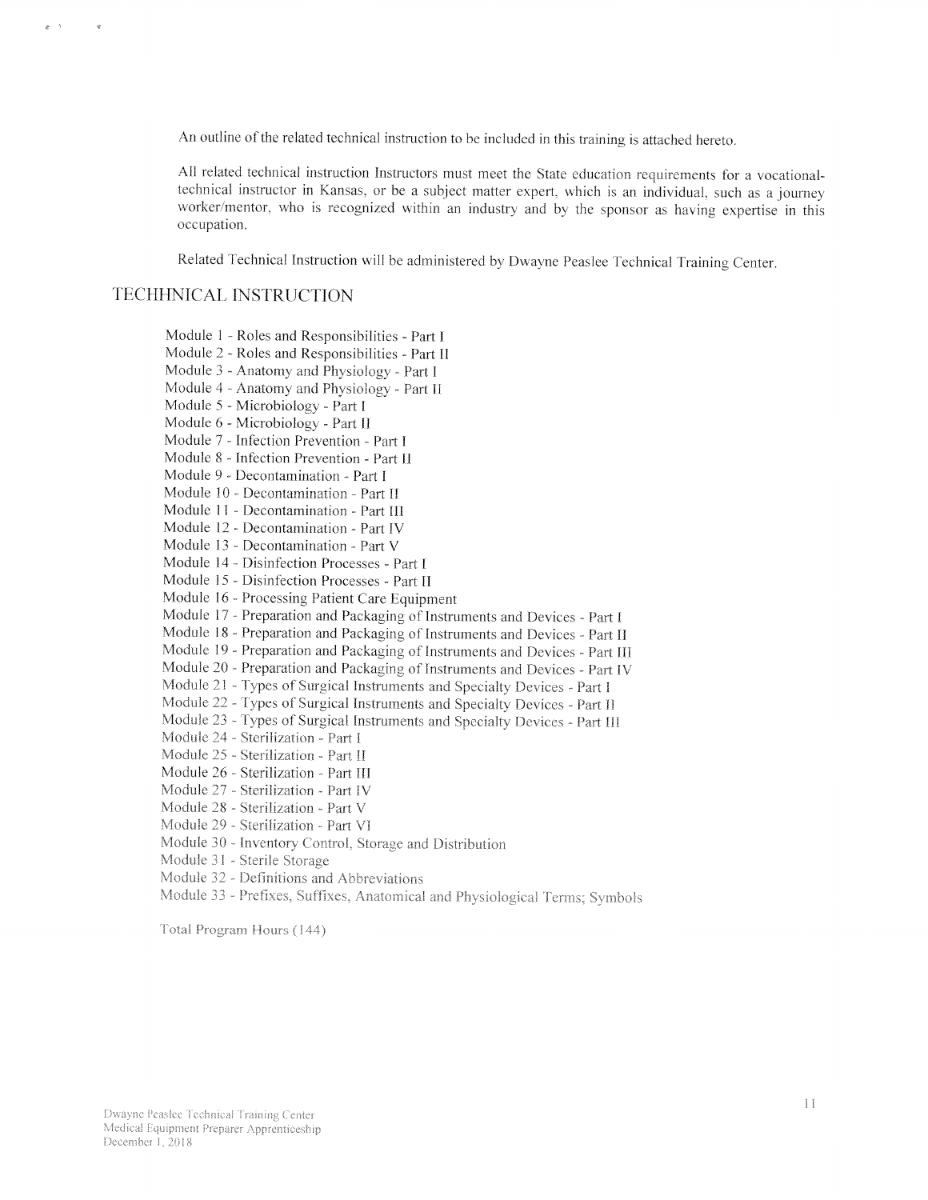An outline of the related technical instruction to be included in this training is attached hereto.

All related technical instruction Instructors must meet the State education requirements for a vocational-technical instructor in Kansas, or be a subject matter expert, which is an individual, such as a journey worker/mentor, who is recognized within an industry and by the sponsor as having expertise in this occupation.

Related Technical Instruction will be administered by Dwayne Peaslee Technical Training Center.

## TECHHNICAL INSTRUCTION

Module 1 - Roles and Responsibilities - Part I
Module 2 - Roles and Responsibilities - Part II
Module 3 - Anatomy and Physiology - Part I
Module 4 - Anatomy and Physiology - Part II
Module 5 - Microbiology - Part I
Module 6 - Microbiology - Part II
Module 7 - Infection Prevention - Part I
Module 8 - Infection Prevention - Part II
Module 9 - Decontamination - Part I
Module 10 - Decontamination - Part II
Module 11 - Decontamination - Part III
Module 12 - Decontamination - Part IV
Module 13 - Decontamination - Part V
Module 14 - Disinfection Processes - Part I
Module 15 - Disinfection Processes - Part II
Module 16 - Processing Patient Care Equipment
Module 17 - Preparation and Packaging of Instruments and Devices - Part I
Module 18 - Preparation and Packaging of Instruments and Devices - Part II
Module 19 - Preparation and Packaging of Instruments and Devices - Part III
Module 20 - Preparation and Packaging of Instruments and Devices - Part IV
Module 21 - Types of Surgical Instruments and Specialty Devices - Part I
Module 22 - Types of Surgical Instruments and Specialty Devices - Part II
Module 23 - Types of Surgical Instruments and Specialty Devices - Part III
Module 24 - Sterilization - Part I
Module 25 - Sterilization - Part II
Module 26 - Sterilization - Part III
Module 27 - Sterilization - Part IV
Module 28 - Sterilization - Part V
Module 29 - Sterilization - Part VI
Module 30 - Inventory Control, Storage and Distribution
Module 31 - Sterile Storage
Module 32 - Definitions and Abbreviations
Module 33 - Prefixes, Suffixes, Anatomical and Physiological Terms; Symbols

Total Program Hours (144)